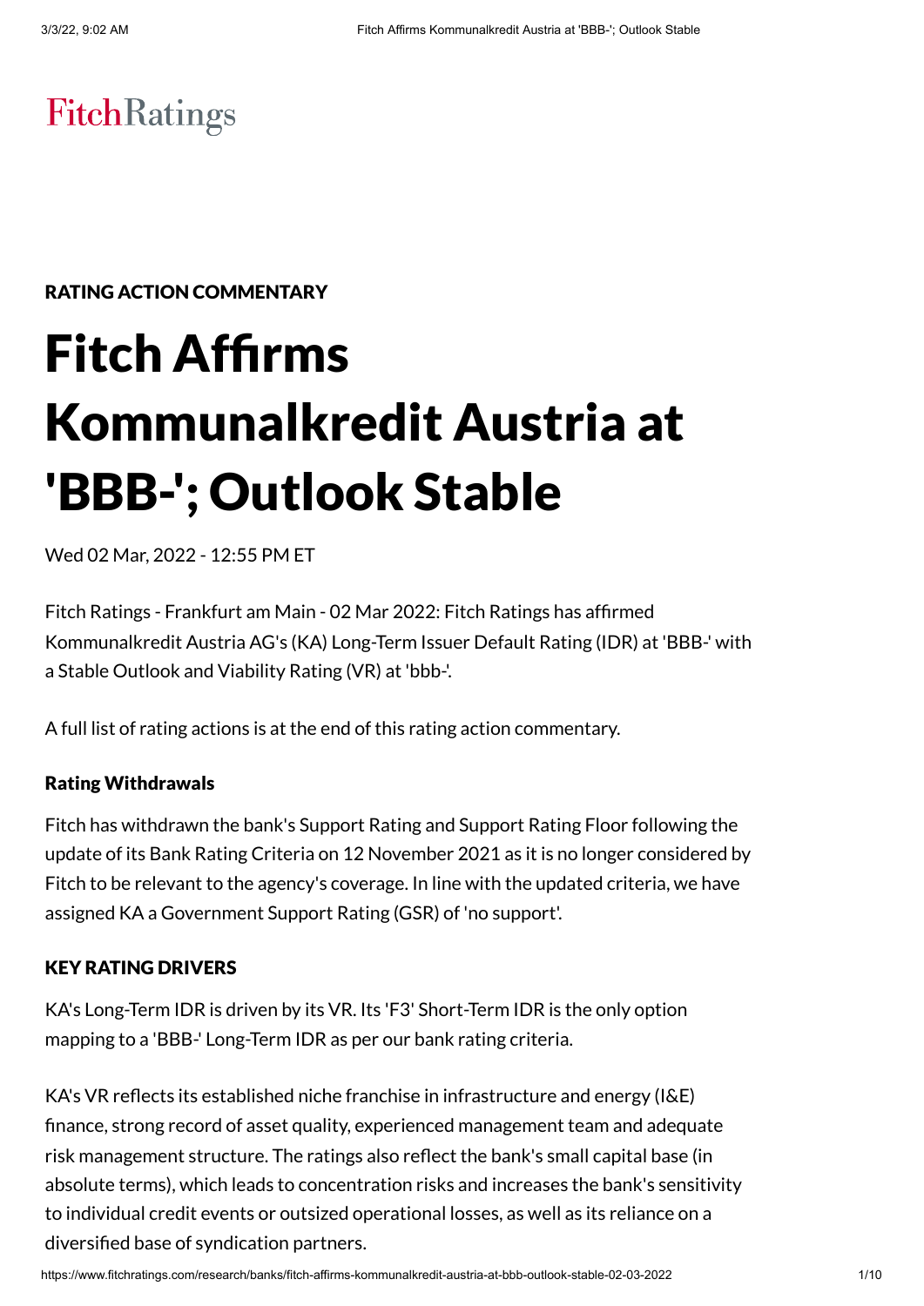FitchRatings

RATING ACTION COMMENTARY

# Fitch Affirms Kommunalkredit Austria at 'BBB-'; Outlook Stable

Wed 02 Mar, 2022 - 12:55 PM ET

Fitch Ratings - Frankfurt am Main - 02 Mar 2022: Fitch Ratings has affirmed Kommunalkredit Austria AG's (KA) Long-Term Issuer Default Rating (IDR) at 'BBB-' with a Stable Outlook and Viability Rating (VR) at 'bbb-'.

A full list of rating actions is at the end of this rating action commentary.

### Rating Withdrawals

Fitch has withdrawn the bank's Support Rating and Support Rating Floor following the update of its Bank Rating Criteria on 12 November 2021 as it is no longer considered by Fitch to be relevant to the agency's coverage. In line with the updated criteria, we have assigned KA a Government Support Rating (GSR) of 'no support'.

### KEY RATING DRIVERS

KA's Long-Term IDR is driven by its VR. Its 'F3' Short-Term IDR is the only option mapping to a 'BBB-' Long-Term IDR as per our bank rating criteria.

KA's VR reflects its established niche franchise in infrastructure and energy (I&E) finance, strong record of asset quality, experienced management team and adequate risk management structure. The ratings also reflect the bank's small capital base (in absolute terms), which leads to concentration risks and increases the bank's sensitivity to individual credit events or outsized operational losses, as well as its reliance on a diversified base of syndication partners.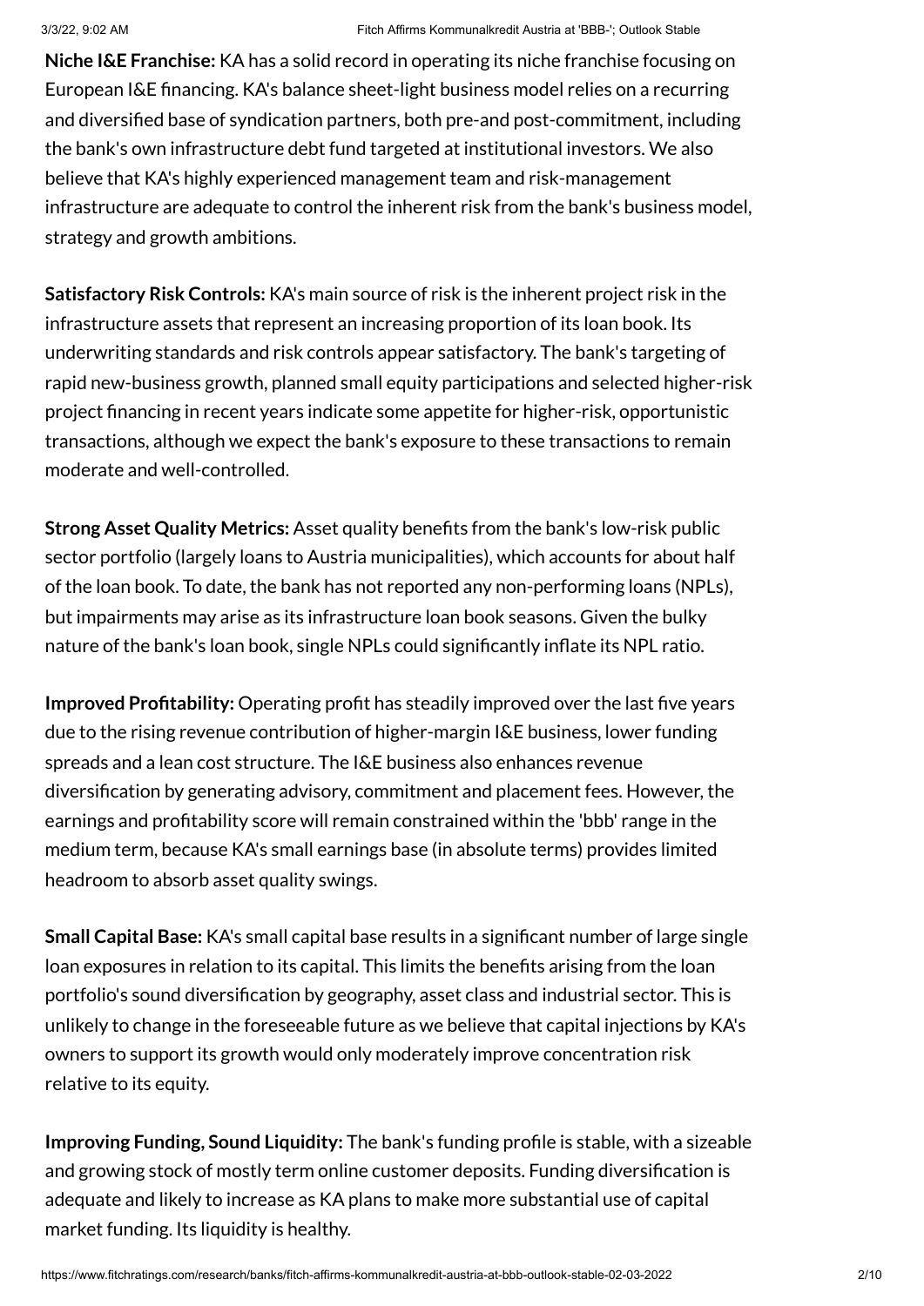**Niche I&E Franchise:** KA has a solid record in operating its niche franchise focusing on European I&E financing. KA's balance sheet-light business model relies on a recurring and diversified base of syndication partners, both pre-and post-commitment, including the bank's own infrastructure debt fund targeted at institutional investors. We also believe that KA's highly experienced management team and risk-management infrastructure are adequate to control the inherent risk from the bank's business model, strategy and growth ambitions.

**Satisfactory Risk Controls:** KA's main source of risk is the inherent project risk in the infrastructure assets that represent an increasing proportion of its loan book. Its underwriting standards and risk controls appear satisfactory. The bank's targeting of rapid new-business growth, planned small equity participations and selected higher-risk project financing in recent years indicate some appetite for higher-risk, opportunistic transactions, although we expect the bank's exposure to these transactions to remain moderate and well-controlled.

**Strong Asset Quality Metrics:** Asset quality benefits from the bank's low-risk public sector portfolio (largely loans to Austria municipalities), which accounts for about half of the loan book. To date, the bank has not reported any non-performing loans (NPLs), but impairments may arise as its infrastructure loan book seasons. Given the bulky nature of the bank's loan book, single NPLs could significantly inflate its NPL ratio.

**Improved Profitability:** Operating profit has steadily improved over the last five years due to the rising revenue contribution of higher-margin I&E business, lower funding spreads and a lean cost structure. The I&E business also enhances revenue diversification by generating advisory, commitment and placement fees. However, the earnings and profitability score will remain constrained within the 'bbb' range in the medium term, because KA's small earnings base (in absolute terms) provides limited headroom to absorb asset quality swings.

**Small Capital Base:** KA's small capital base results in a significant number of large single loan exposures in relation to its capital. This limits the benefits arising from the loan portfolio's sound diversification by geography, asset class and industrial sector. This is unlikely to change in the foreseeable future as we believe that capital injections by KA's owners to support its growth would only moderately improve concentration risk relative to its equity.

**Improving Funding, Sound Liquidity:** The bank's funding profile is stable, with a sizeable and growing stock of mostly term online customer deposits. Funding diversification is adequate and likely to increase as KA plans to make more substantial use of capital market funding. Its liquidity is healthy.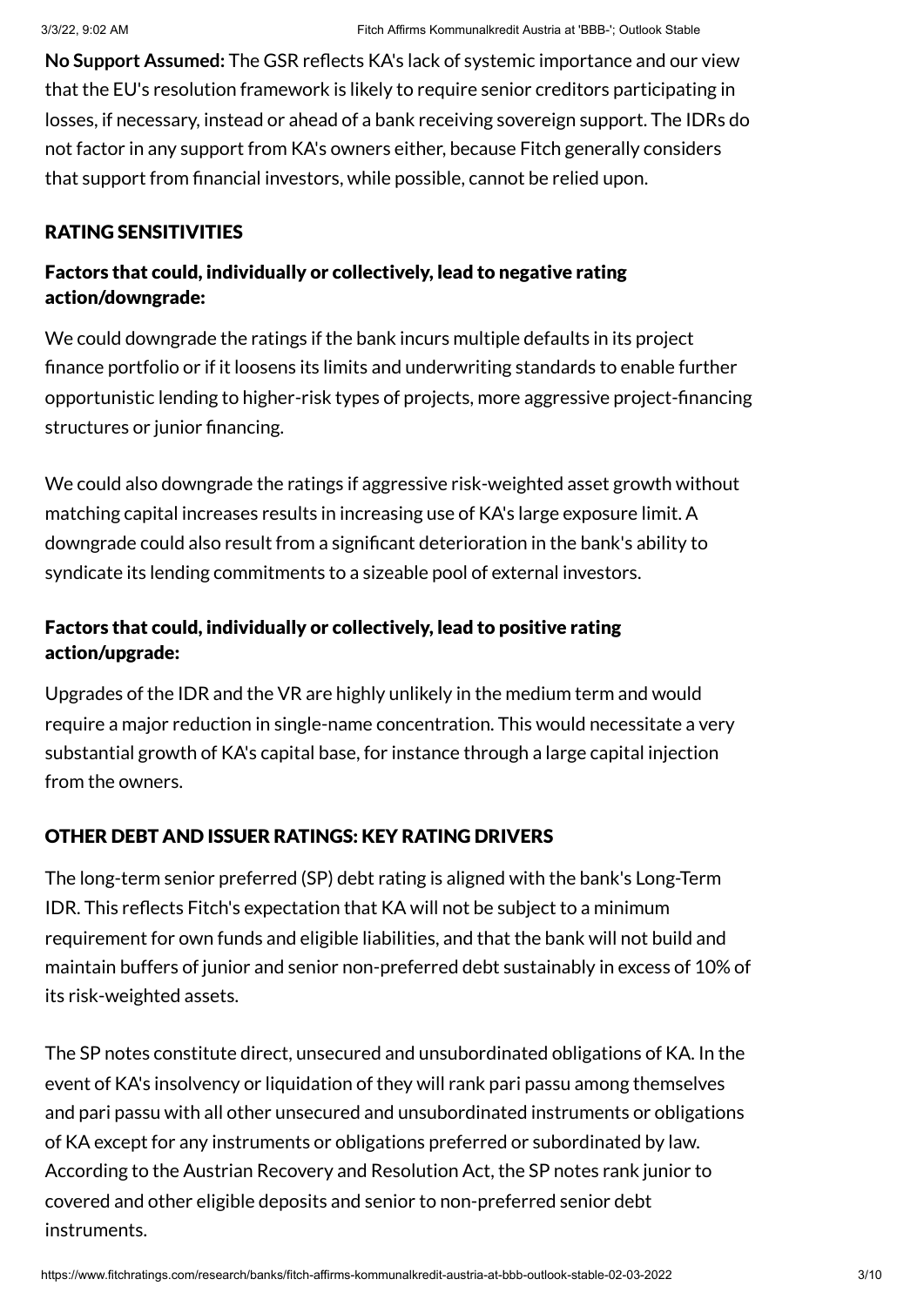**No Support Assumed:** The GSR reflects KA's lack of systemic importance and our view that the EU's resolution framework is likely to require senior creditors participating in losses, if necessary, instead or ahead of a bank receiving sovereign support. The IDRs do not factor in any support from KA's owners either, because Fitch generally considers that support from financial investors, while possible, cannot be relied upon.

## RATING SENSITIVITIES

### Factors that could, individually or collectively, lead to negative rating action/downgrade:

We could downgrade the ratings if the bank incurs multiple defaults in its project finance portfolio or if it loosens its limits and underwriting standards to enable further opportunistic lending to higher-risk types of projects, more aggressive project-financing structures or junior financing.

We could also downgrade the ratings if aggressive risk-weighted asset growth without matching capital increases results in increasing use of KA's large exposure limit. A downgrade could also result from a significant deterioration in the bank's ability to syndicate its lending commitments to a sizeable pool of external investors.

### Factors that could, individually or collectively, lead to positive rating action/upgrade:

Upgrades of the IDR and the VR are highly unlikely in the medium term and would require a major reduction in single-name concentration. This would necessitate a very substantial growth of KA's capital base, for instance through a large capital injection from the owners.

## OTHER DEBT AND ISSUER RATINGS: KEY RATING DRIVERS

The long-term senior preferred (SP) debt rating is aligned with the bank's Long-Term IDR. This reflects Fitch's expectation that KA will not be subject to a minimum requirement for own funds and eligible liabilities, and that the bank will not build and maintain buffers of junior and senior non-preferred debt sustainably in excess of 10% of its risk-weighted assets.

The SP notes constitute direct, unsecured and unsubordinated obligations of KA. In the event of KA's insolvency or liquidation of they will rank pari passu among themselves and pari passu with all other unsecured and unsubordinated instruments or obligations of KA except for any instruments or obligations preferred or subordinated by law. According to the Austrian Recovery and Resolution Act, the SP notes rank junior to covered and other eligible deposits and senior to non-preferred senior debt instruments.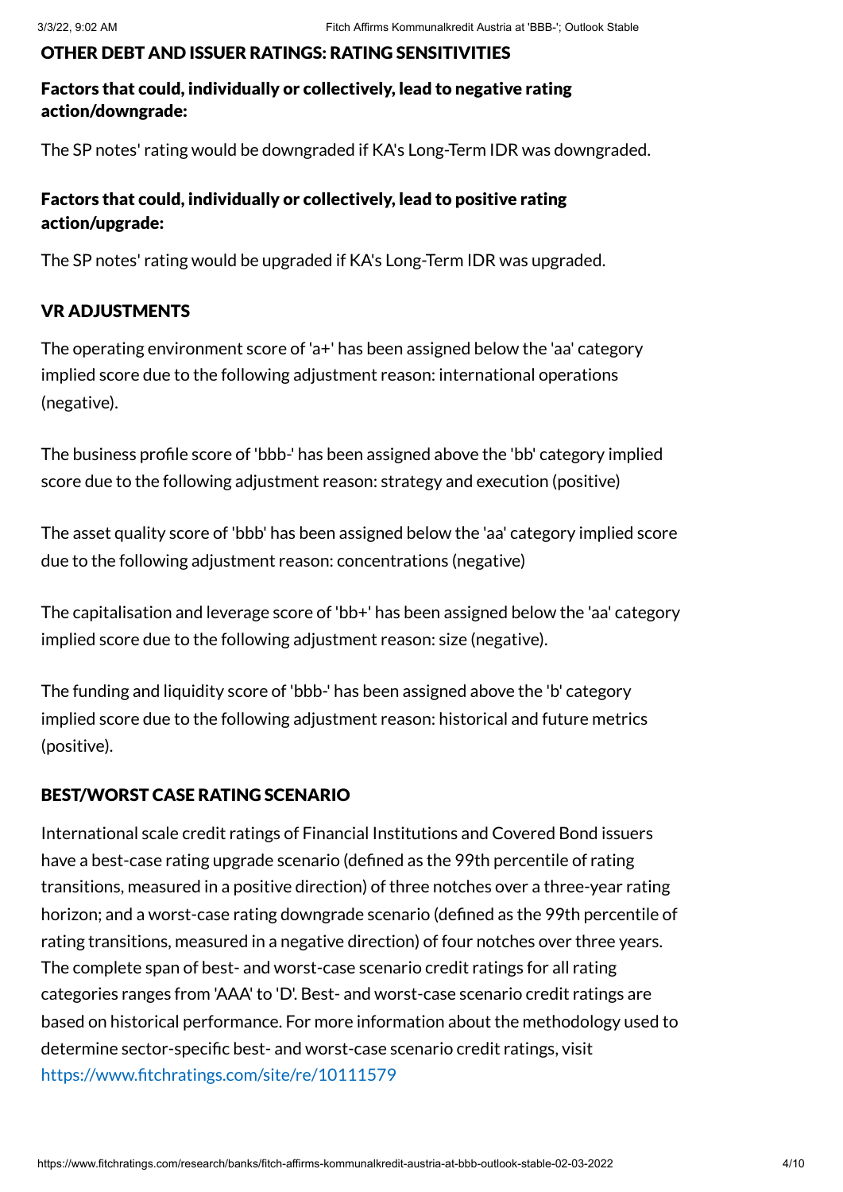## OTHER DEBT AND ISSUER RATINGS: RATING SENSITIVITIES

### Factors that could, individually or collectively, lead to negative rating action/downgrade:

The SP notes' rating would be downgraded if KA's Long-Term IDR was downgraded.

### Factors that could, individually or collectively, lead to positive rating action/upgrade:

The SP notes' rating would be upgraded if KA's Long-Term IDR was upgraded.

## VR ADJUSTMENTS

The operating environment score of 'a+' has been assigned below the 'aa' category implied score due to the following adjustment reason: international operations (negative).

The business profile score of 'bbb-' has been assigned above the 'bb' category implied score due to the following adjustment reason: strategy and execution (positive)

The asset quality score of 'bbb' has been assigned below the 'aa' category implied score due to the following adjustment reason: concentrations (negative)

The capitalisation and leverage score of 'bb+' has been assigned below the 'aa' category implied score due to the following adjustment reason: size (negative).

The funding and liquidity score of 'bbb-' has been assigned above the 'b' category implied score due to the following adjustment reason: historical and future metrics (positive).

## BEST/WORST CASE RATING SCENARIO

International scale credit ratings of Financial Institutions and Covered Bond issuers have a best-case rating upgrade scenario (defined as the 99th percentile of rating transitions, measured in a positive direction) of three notches over a three-year rating horizon; and a worst-case rating downgrade scenario (defined as the 99th percentile of rating transitions, measured in a negative direction) of four notches over three years. The complete span of best- and worst-case scenario credit ratings for all rating categories ranges from 'AAA' to 'D'. Best- and worst-case scenario credit ratings are based on historical performance. For more information about the methodology used to determine sector-specific best- and worst-case scenario credit ratings, visit https://www.fitchratings.com/site/re/10111579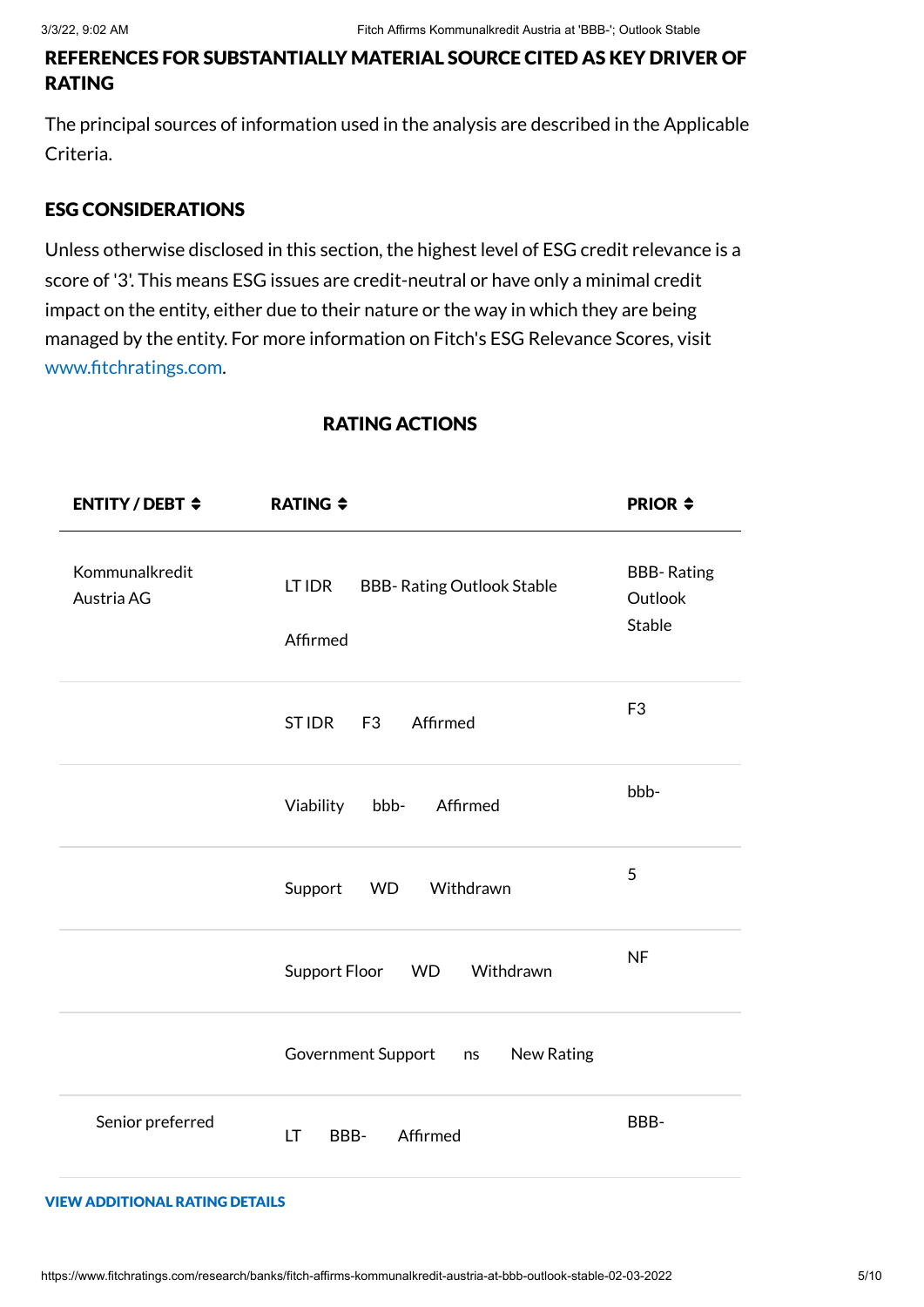## REFERENCES FOR SUBSTANTIALLY MATERIAL SOURCE CITED AS KEY DRIVER OF RATING

The principal sources of information used in the analysis are described in the Applicable Criteria.

## ESG CONSIDERATIONS

Unless otherwise disclosed in this section, the highest level of ESG credit relevance is a score of '3'. This means ESG issues are credit-neutral or have only a minimal credit impact on the entity, either due to their nature or the way in which they are being managed by the entity. For more information on Fitch's ESG Relevance Scores, visit www.fitchratings.com.

## RATING ACTIONS

| ENTITY / DEBT | RATING | | | PRIOR |
|---|---|---|---|---|
| Kommunalkredit Austria AG | LT IDR | BBB- Rating Outlook Stable | Affirmed | BBB- Rating Outlook Stable |
| | ST IDR | F3 | Affirmed | F3 |
| | Viability | bbb- | Affirmed | bbb- |
| | Support | WD | Withdrawn | 5 |
| | Support Floor | WD | Withdrawn | NF |
| | Government Support | ns | New Rating | |
| Senior preferred | LT | BBB- | Affirmed | BBB- |

**VIEW ADDITIONAL RATING DETAILS**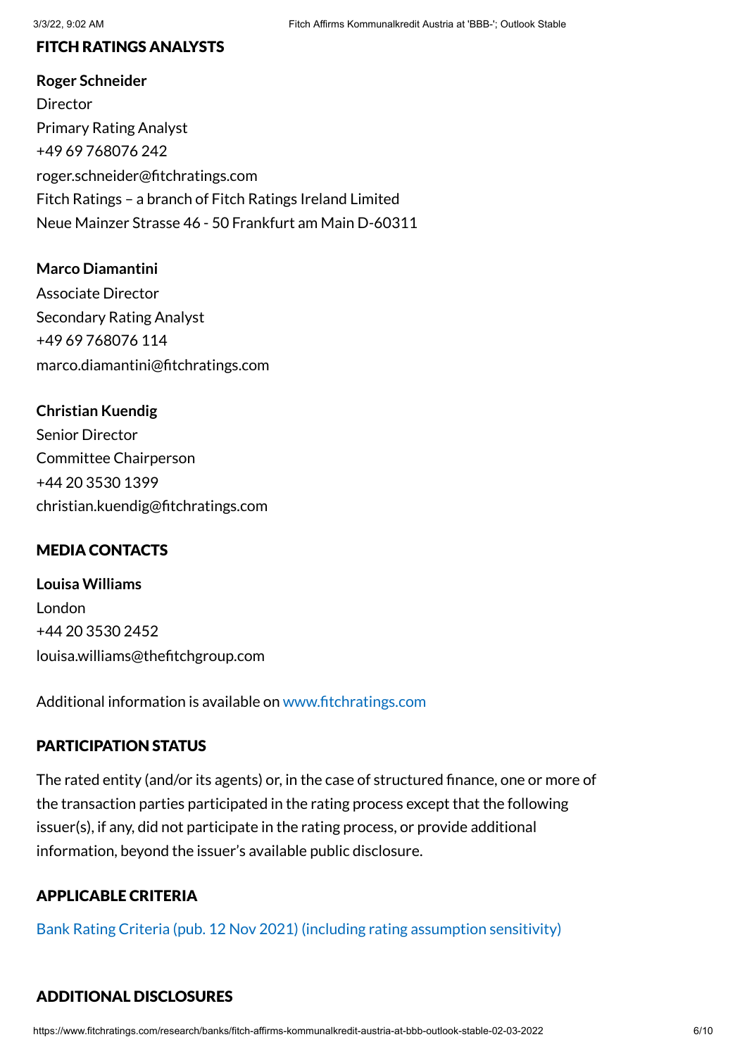## FITCH RATINGS ANALYSTS

**Roger Schneider**
Director
Primary Rating Analyst
+49 69 768076 242
roger.schneider@fitchratings.com
Fitch Ratings – a branch of Fitch Ratings Ireland Limited
Neue Mainzer Strasse 46 - 50 Frankfurt am Main D-60311

**Marco Diamantini**
Associate Director
Secondary Rating Analyst
+49 69 768076 114
marco.diamantini@fitchratings.com

**Christian Kuendig**
Senior Director
Committee Chairperson
+44 20 3530 1399
christian.kuendig@fitchratings.com

## MEDIA CONTACTS

**Louisa Williams**
London
+44 20 3530 2452
louisa.williams@thefitchgroup.com

Additional information is available on www.fitchratings.com

## PARTICIPATION STATUS

The rated entity (and/or its agents) or, in the case of structured finance, one or more of the transaction parties participated in the rating process except that the following issuer(s), if any, did not participate in the rating process, or provide additional information, beyond the issuer's available public disclosure.

## APPLICABLE CRITERIA

Bank Rating Criteria (pub. 12 Nov 2021) (including rating assumption sensitivity)

## ADDITIONAL DISCLOSURES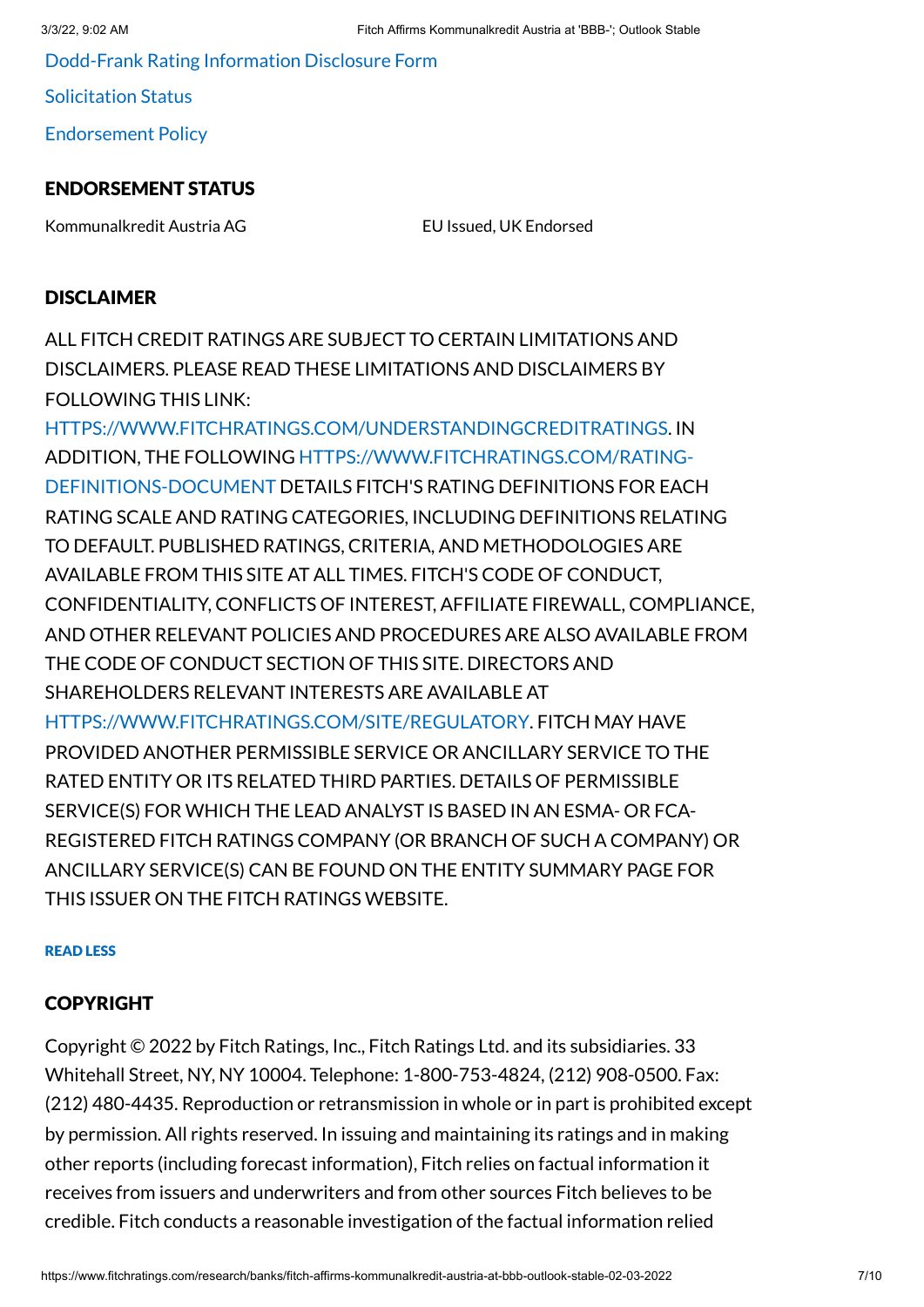Dodd-Frank Rating Information Disclosure Form

Solicitation Status

Endorsement Policy

## ENDORSEMENT STATUS

| Kommunalkredit Austria AG | EU Issued, UK Endorsed |
| --- | --- |

## DISCLAIMER

ALL FITCH CREDIT RATINGS ARE SUBJECT TO CERTAIN LIMITATIONS AND DISCLAIMERS. PLEASE READ THESE LIMITATIONS AND DISCLAIMERS BY FOLLOWING THIS LINK: HTTPS://WWW.FITCHRATINGS.COM/UNDERSTANDINGCREDITRATINGS. IN ADDITION, THE FOLLOWING HTTPS://WWW.FITCHRATINGS.COM/RATING-DEFINITIONS-DOCUMENT DETAILS FITCH'S RATING DEFINITIONS FOR EACH RATING SCALE AND RATING CATEGORIES, INCLUDING DEFINITIONS RELATING TO DEFAULT. PUBLISHED RATINGS, CRITERIA, AND METHODOLOGIES ARE AVAILABLE FROM THIS SITE AT ALL TIMES. FITCH'S CODE OF CONDUCT, CONFIDENTIALITY, CONFLICTS OF INTEREST, AFFILIATE FIREWALL, COMPLIANCE, AND OTHER RELEVANT POLICIES AND PROCEDURES ARE ALSO AVAILABLE FROM THE CODE OF CONDUCT SECTION OF THIS SITE. DIRECTORS AND SHAREHOLDERS RELEVANT INTERESTS ARE AVAILABLE AT HTTPS://WWW.FITCHRATINGS.COM/SITE/REGULATORY. FITCH MAY HAVE PROVIDED ANOTHER PERMISSIBLE SERVICE OR ANCILLARY SERVICE TO THE RATED ENTITY OR ITS RELATED THIRD PARTIES. DETAILS OF PERMISSIBLE SERVICE(S) FOR WHICH THE LEAD ANALYST IS BASED IN AN ESMA- OR FCA-REGISTERED FITCH RATINGS COMPANY (OR BRANCH OF SUCH A COMPANY) OR ANCILLARY SERVICE(S) CAN BE FOUND ON THE ENTITY SUMMARY PAGE FOR THIS ISSUER ON THE FITCH RATINGS WEBSITE.

READ LESS

## COPYRIGHT

Copyright © 2022 by Fitch Ratings, Inc., Fitch Ratings Ltd. and its subsidiaries. 33 Whitehall Street, NY, NY 10004. Telephone: 1-800-753-4824, (212) 908-0500. Fax: (212) 480-4435. Reproduction or retransmission in whole or in part is prohibited except by permission. All rights reserved. In issuing and maintaining its ratings and in making other reports (including forecast information), Fitch relies on factual information it receives from issuers and underwriters and from other sources Fitch believes to be credible. Fitch conducts a reasonable investigation of the factual information relied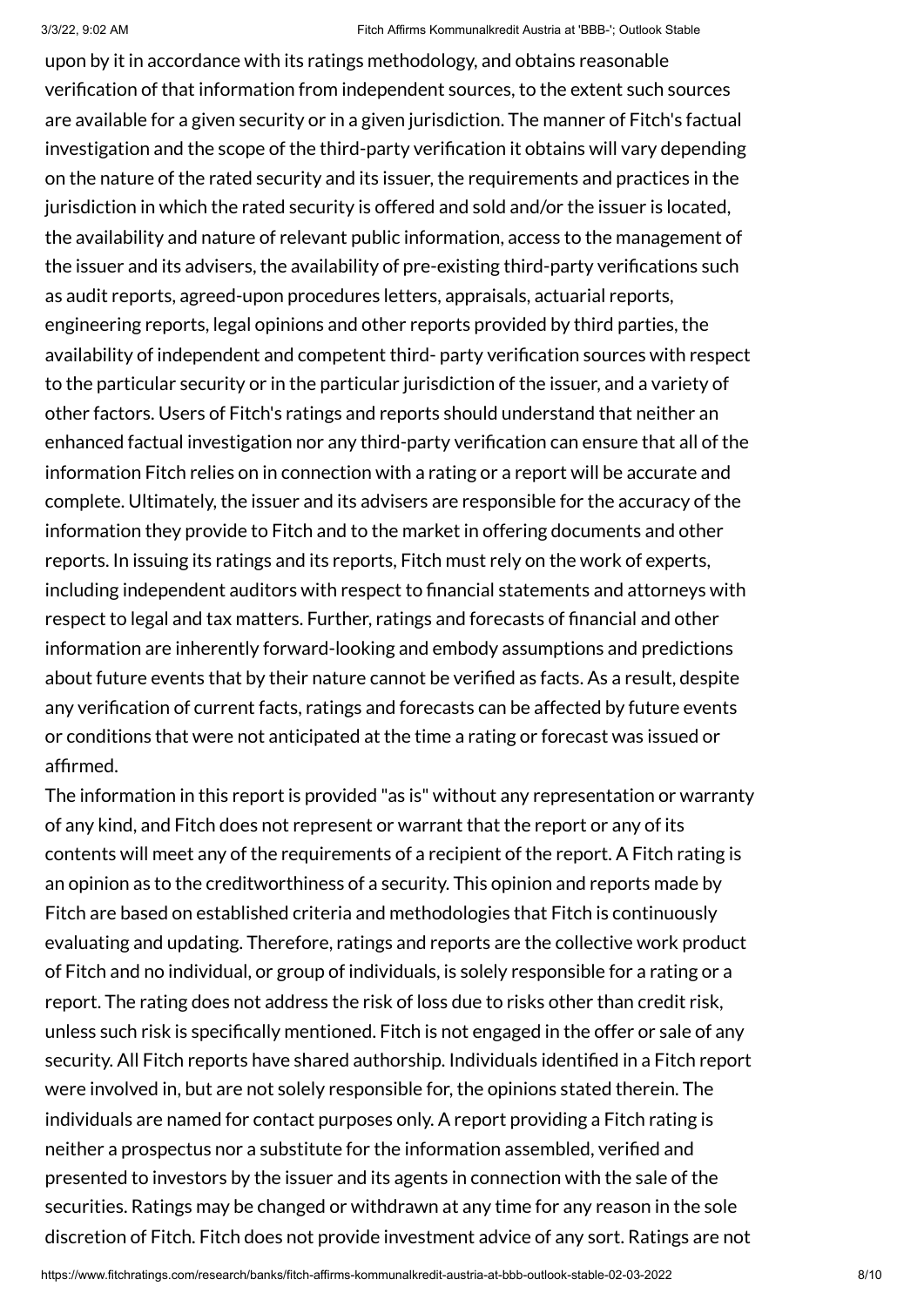upon by it in accordance with its ratings methodology, and obtains reasonable verification of that information from independent sources, to the extent such sources are available for a given security or in a given jurisdiction. The manner of Fitch's factual investigation and the scope of the third-party verification it obtains will vary depending on the nature of the rated security and its issuer, the requirements and practices in the jurisdiction in which the rated security is offered and sold and/or the issuer is located, the availability and nature of relevant public information, access to the management of the issuer and its advisers, the availability of pre-existing third-party verifications such as audit reports, agreed-upon procedures letters, appraisals, actuarial reports, engineering reports, legal opinions and other reports provided by third parties, the availability of independent and competent third- party verification sources with respect to the particular security or in the particular jurisdiction of the issuer, and a variety of other factors. Users of Fitch's ratings and reports should understand that neither an enhanced factual investigation nor any third-party verification can ensure that all of the information Fitch relies on in connection with a rating or a report will be accurate and complete. Ultimately, the issuer and its advisers are responsible for the accuracy of the information they provide to Fitch and to the market in offering documents and other reports. In issuing its ratings and its reports, Fitch must rely on the work of experts, including independent auditors with respect to financial statements and attorneys with respect to legal and tax matters. Further, ratings and forecasts of financial and other information are inherently forward-looking and embody assumptions and predictions about future events that by their nature cannot be verified as facts. As a result, despite any verification of current facts, ratings and forecasts can be affected by future events or conditions that were not anticipated at the time a rating or forecast was issued or affirmed.

The information in this report is provided "as is" without any representation or warranty of any kind, and Fitch does not represent or warrant that the report or any of its contents will meet any of the requirements of a recipient of the report. A Fitch rating is an opinion as to the creditworthiness of a security. This opinion and reports made by Fitch are based on established criteria and methodologies that Fitch is continuously evaluating and updating. Therefore, ratings and reports are the collective work product of Fitch and no individual, or group of individuals, is solely responsible for a rating or a report. The rating does not address the risk of loss due to risks other than credit risk, unless such risk is specifically mentioned. Fitch is not engaged in the offer or sale of any security. All Fitch reports have shared authorship. Individuals identified in a Fitch report were involved in, but are not solely responsible for, the opinions stated therein. The individuals are named for contact purposes only. A report providing a Fitch rating is neither a prospectus nor a substitute for the information assembled, verified and presented to investors by the issuer and its agents in connection with the sale of the securities. Ratings may be changed or withdrawn at any time for any reason in the sole discretion of Fitch. Fitch does not provide investment advice of any sort. Ratings are not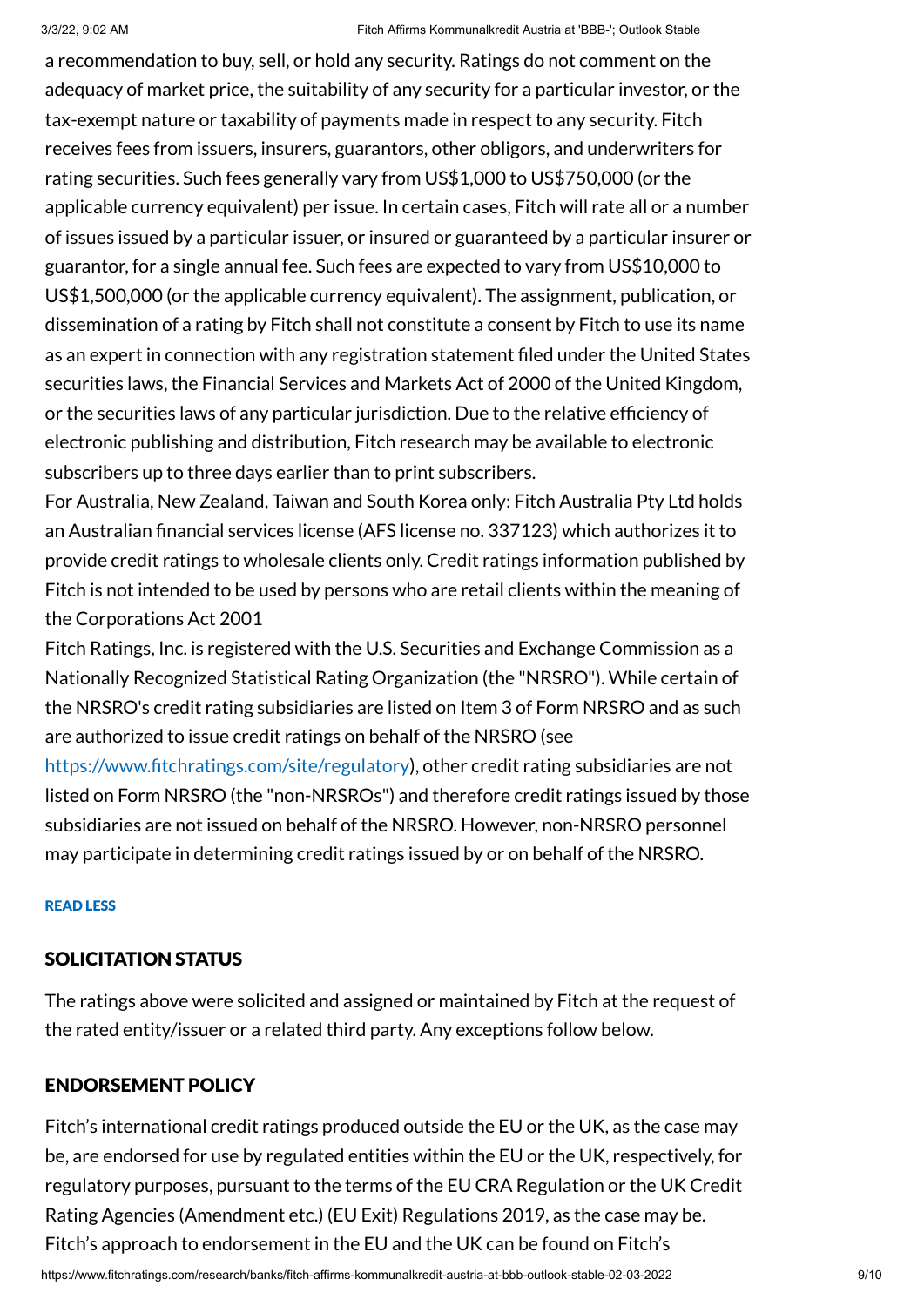a recommendation to buy, sell, or hold any security. Ratings do not comment on the adequacy of market price, the suitability of any security for a particular investor, or the tax-exempt nature or taxability of payments made in respect to any security. Fitch receives fees from issuers, insurers, guarantors, other obligors, and underwriters for rating securities. Such fees generally vary from US$1,000 to US$750,000 (or the applicable currency equivalent) per issue. In certain cases, Fitch will rate all or a number of issues issued by a particular issuer, or insured or guaranteed by a particular insurer or guarantor, for a single annual fee. Such fees are expected to vary from US$10,000 to US$1,500,000 (or the applicable currency equivalent). The assignment, publication, or dissemination of a rating by Fitch shall not constitute a consent by Fitch to use its name as an expert in connection with any registration statement filed under the United States securities laws, the Financial Services and Markets Act of 2000 of the United Kingdom, or the securities laws of any particular jurisdiction. Due to the relative efficiency of electronic publishing and distribution, Fitch research may be available to electronic subscribers up to three days earlier than to print subscribers.

For Australia, New Zealand, Taiwan and South Korea only: Fitch Australia Pty Ltd holds an Australian financial services license (AFS license no. 337123) which authorizes it to provide credit ratings to wholesale clients only. Credit ratings information published by Fitch is not intended to be used by persons who are retail clients within the meaning of the Corporations Act 2001

Fitch Ratings, Inc. is registered with the U.S. Securities and Exchange Commission as a Nationally Recognized Statistical Rating Organization (the "NRSRO"). While certain of the NRSRO's credit rating subsidiaries are listed on Item 3 of Form NRSRO and as such are authorized to issue credit ratings on behalf of the NRSRO (see https://www.fitchratings.com/site/regulatory), other credit rating subsidiaries are not listed on Form NRSRO (the "non-NRSROs") and therefore credit ratings issued by those subsidiaries are not issued on behalf of the NRSRO. However, non-NRSRO personnel may participate in determining credit ratings issued by or on behalf of the NRSRO.

**READ LESS**

## SOLICITATION STATUS

The ratings above were solicited and assigned or maintained by Fitch at the request of the rated entity/issuer or a related third party. Any exceptions follow below.

## ENDORSEMENT POLICY

Fitch's international credit ratings produced outside the EU or the UK, as the case may be, are endorsed for use by regulated entities within the EU or the UK, respectively, for regulatory purposes, pursuant to the terms of the EU CRA Regulation or the UK Credit Rating Agencies (Amendment etc.) (EU Exit) Regulations 2019, as the case may be. Fitch's approach to endorsement in the EU and the UK can be found on Fitch's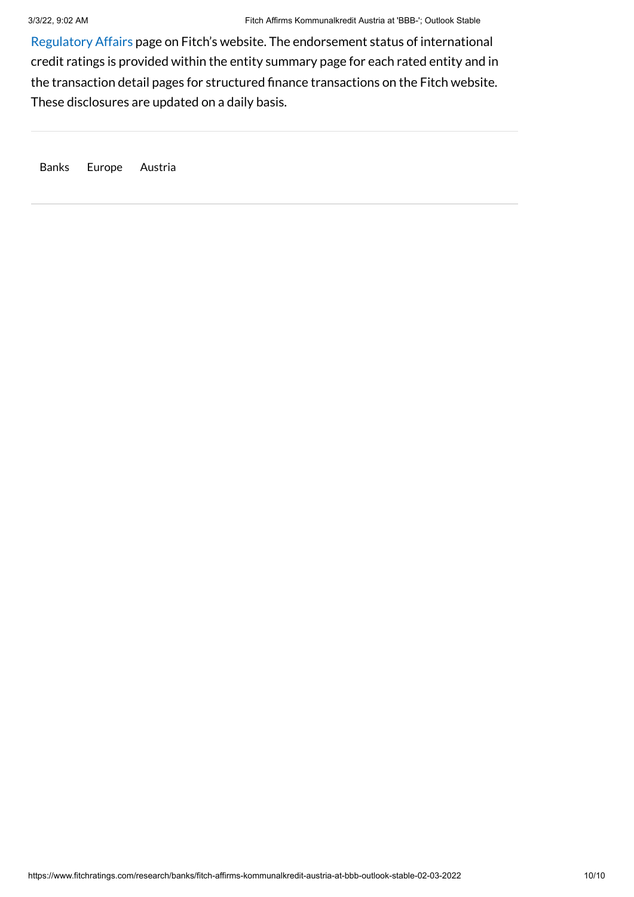Regulatory Affairs page on Fitch's website. The endorsement status of international credit ratings is provided within the entity summary page for each rated entity and in the transaction detail pages for structured finance transactions on the Fitch website. These disclosures are updated on a daily basis.

Banks Europe Austria